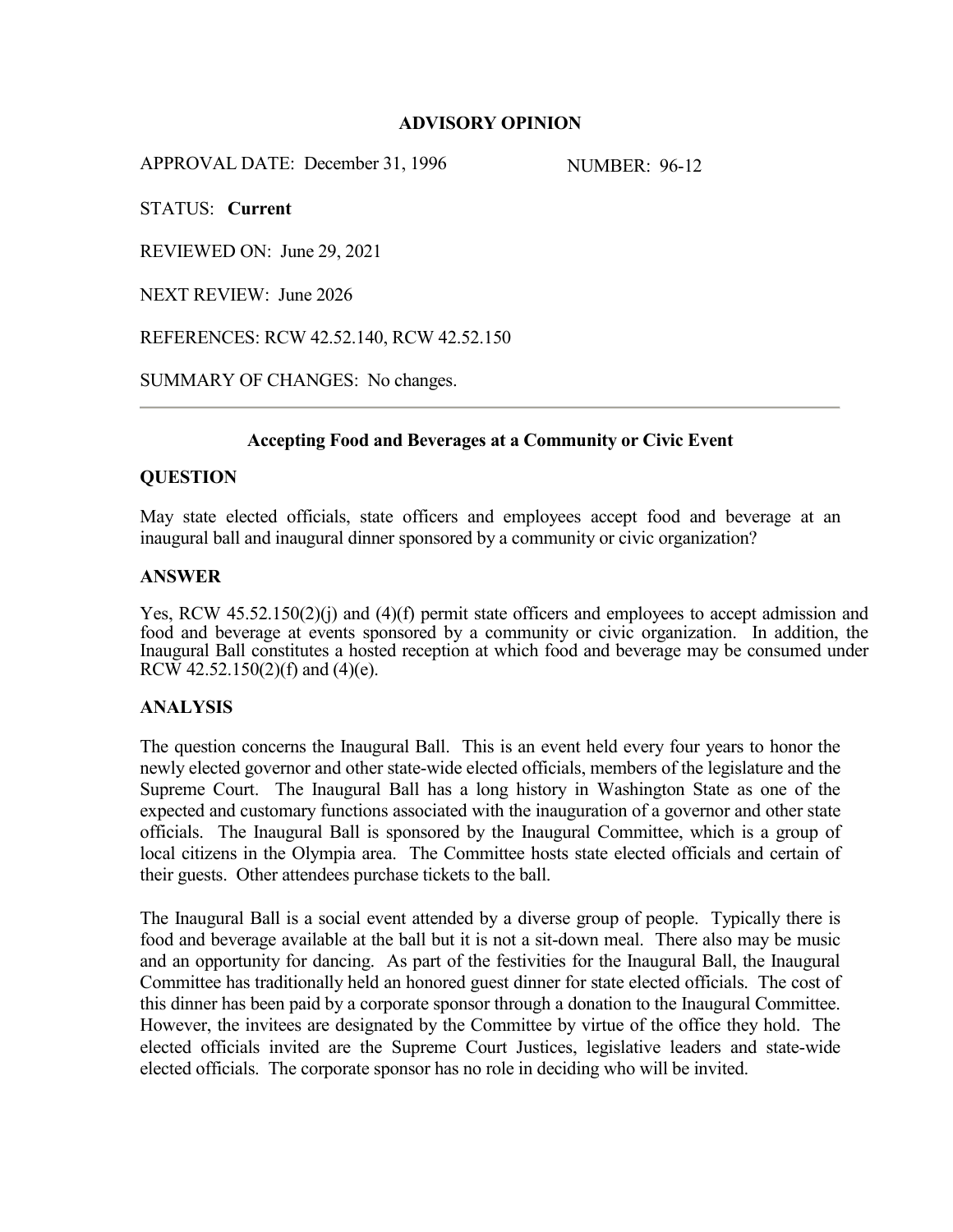**ADVISORY OPINION**

APPROVAL DATE: December 31, 1996 NUMBER: 96-12

STATUS: **Current**

REVIEWED ON: June 29, 2021

NEXT REVIEW: June 2026

REFERENCES: RCW 42.52.140, RCW 42.52.150

SUMMARY OF CHANGES: No changes.

---

**Accepting Food and Beverages at a Community or Civic Event**

**QUESTION**

May state elected officials, state officers and employees accept food and beverage at an inaugural ball and inaugural dinner sponsored by a community or civic organization?

**ANSWER**

Yes, RCW 45.52.150(2)(j) and (4)(f) permit state officers and employees to accept admission and food and beverage at events sponsored by a community or civic organization. In addition, the Inaugural Ball constitutes a hosted reception at which food and beverage may be consumed under RCW 42.52.150(2)(f) and (4)(e).

**ANALYSIS**

The question concerns the Inaugural Ball. This is an event held every four years to honor the newly elected governor and other state-wide elected officials, members of the legislature and the Supreme Court. The Inaugural Ball has a long history in Washington State as one of the expected and customary functions associated with the inauguration of a governor and other state officials. The Inaugural Ball is sponsored by the Inaugural Committee, which is a group of local citizens in the Olympia area. The Committee hosts state elected officials and certain of their guests. Other attendees purchase tickets to the ball.

The Inaugural Ball is a social event attended by a diverse group of people. Typically there is food and beverage available at the ball but it is not a sit-down meal. There also may be music and an opportunity for dancing. As part of the festivities for the Inaugural Ball, the Inaugural Committee has traditionally held an honored guest dinner for state elected officials. The cost of this dinner has been paid by a corporate sponsor through a donation to the Inaugural Committee. However, the invitees are designated by the Committee by virtue of the office they hold. The elected officials invited are the Supreme Court Justices, legislative leaders and state-wide elected officials. The corporate sponsor has no role in deciding who will be invited.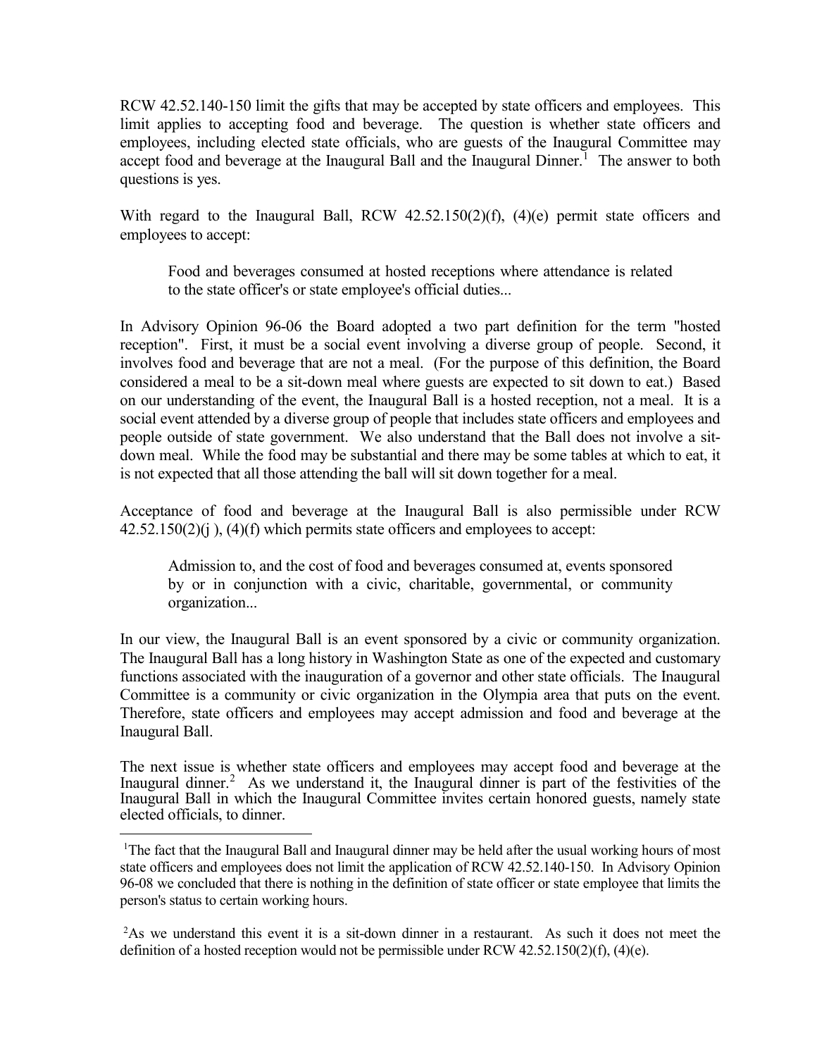RCW 42.52.140-150 limit the gifts that may be accepted by state officers and employees. This limit applies to accepting food and beverage. The question is whether state officers and employees, including elected state officials, who are guests of the Inaugural Committee may accept food and beverage at the Inaugural Ball and the Inaugural Dinner.[1] The answer to both questions is yes.

With regard to the Inaugural Ball, RCW 42.52.150(2)(f), (4)(e) permit state officers and employees to accept:

> Food and beverages consumed at hosted receptions where attendance is related to the state officer's or state employee's official duties...

In Advisory Opinion 96-06 the Board adopted a two part definition for the term "hosted reception". First, it must be a social event involving a diverse group of people. Second, it involves food and beverage that are not a meal. (For the purpose of this definition, the Board considered a meal to be a sit-down meal where guests are expected to sit down to eat.) Based on our understanding of the event, the Inaugural Ball is a hosted reception, not a meal. It is a social event attended by a diverse group of people that includes state officers and employees and people outside of state government. We also understand that the Ball does not involve a sit-down meal. While the food may be substantial and there may be some tables at which to eat, it is not expected that all those attending the ball will sit down together for a meal.

Acceptance of food and beverage at the Inaugural Ball is also permissible under RCW 42.52.150(2)(j ), (4)(f) which permits state officers and employees to accept:

> Admission to, and the cost of food and beverages consumed at, events sponsored by or in conjunction with a civic, charitable, governmental, or community organization...

In our view, the Inaugural Ball is an event sponsored by a civic or community organization. The Inaugural Ball has a long history in Washington State as one of the expected and customary functions associated with the inauguration of a governor and other state officials. The Inaugural Committee is a community or civic organization in the Olympia area that puts on the event. Therefore, state officers and employees may accept admission and food and beverage at the Inaugural Ball.

The next issue is whether state officers and employees may accept food and beverage at the Inaugural dinner.[2] As we understand it, the Inaugural dinner is part of the festivities of the Inaugural Ball in which the Inaugural Committee invites certain honored guests, namely state elected officials, to dinner.

---

[1] The fact that the Inaugural Ball and Inaugural dinner may be held after the usual working hours of most state officers and employees does not limit the application of RCW 42.52.140-150. In Advisory Opinion 96-08 we concluded that there is nothing in the definition of state officer or state employee that limits the person's status to certain working hours.

[2] As we understand this event it is a sit-down dinner in a restaurant. As such it does not meet the definition of a hosted reception would not be permissible under RCW 42.52.150(2)(f), (4)(e).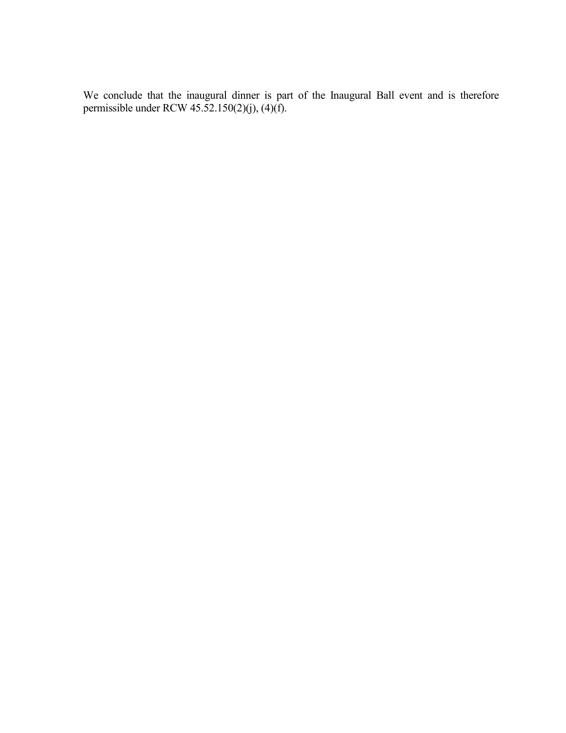We conclude that the inaugural dinner is part of the Inaugural Ball event and is therefore permissible under RCW 45.52.150(2)(j), (4)(f).